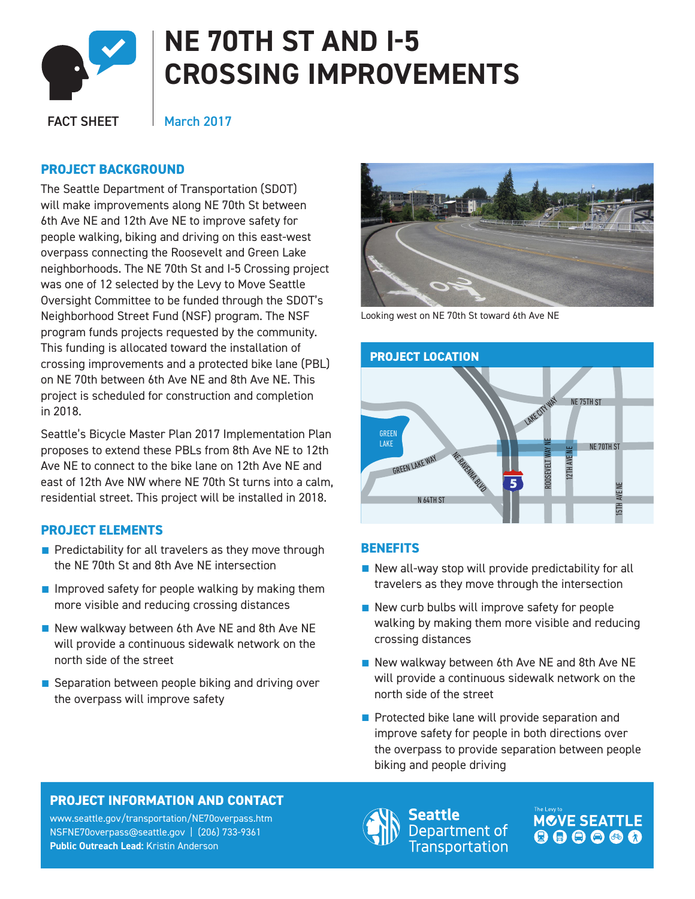# NE 70TH ST AND I-5 CROSSING IMPROVEMENTS

FACT SHEET

March 2017

## PROJECT BACKGROUND

The Seattle Department of Transportation (SDOT) will make improvements along NE 70th St between 6th Ave NE and 12th Ave NE to improve safety for people walking, biking and driving on this east-west overpass connecting the Roosevelt and Green Lake neighborhoods. The NE 70th St and I-5 Crossing project was one of 12 selected by the Levy to Move Seattle Oversight Committee to be funded through the SDOT's Neighborhood Street Fund (NSF) program. The NSF program funds projects requested by the community. This funding is allocated toward the installation of crossing improvements and a protected bike lane (PBL) on NE 70th between 6th Ave NE and 8th Ave NE. This project is scheduled for construction and completion in 2018.

Seattle's Bicycle Master Plan 2017 Implementation Plan proposes to extend these PBLs from 8th Ave NE to 12th Ave NE to connect to the bike lane on 12th Ave NE and east of 12th Ave NW where NE 70th St turns into a calm, residential street. This project will be installed in 2018.

## PROJECT ELEMENTS

- Predictability for all travelers as they move through the NE 70th St and 8th Ave NE intersection
- Improved safety for people walking by making them more visible and reducing crossing distances
- New walkway between 6th Ave NE and 8th Ave NE will provide a continuous sidewalk network on the north side of the street
- Separation between people biking and driving over the overpass will improve safety

Looking west on NE 70th St toward 6th Ave NE

## PROJECT LOCATION

GREEN LAKE, GREEN LAKE WAY, NE RAVENNA BLVD, N 64TH ST, LAKE CITY WAY, NE 75TH ST, NE 70TH ST, ROOSEVELT WAY NE, 12TH AVE NE, 15TH AVE NE, 5

## BENEFITS

- New all-way stop will provide predictability for all travelers as they move through the intersection
- New curb bulbs will improve safety for people walking by making them more visible and reducing crossing distances
- New walkway between 6th Ave NE and 8th Ave NE will provide a continuous sidewalk network on the north side of the street
- Protected bike lane will provide separation and improve safety for people in both directions over the overpass to provide separation between people biking and people driving

## PROJECT INFORMATION AND CONTACT

www.seattle.gov/transportation/NE70overpass.htm
NSFNE70overpass@seattle.gov | (206) 733-9361
**Public Outreach Lead:** Kristin Anderson

Seattle Department of Transportation

The Levy to MOVE SEATTLE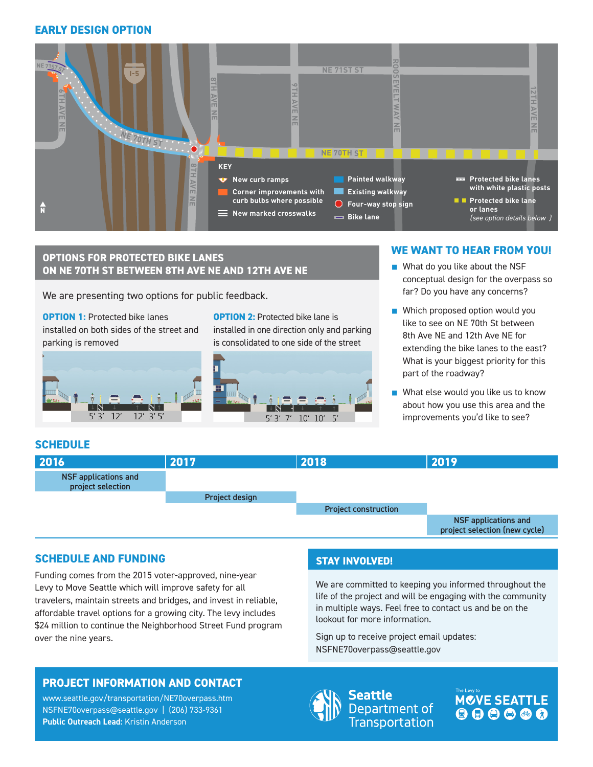## EARLY DESIGN OPTION

NE 71ST ST
6TH AVE NE
I-5
NE 70TH ST
8TH AVE NE
9TH AVE NE
NE 71ST ST
ROOSEVELT WAY NE
12TH AVE NE
NE 70TH ST
8TH AVE NE
N

**KEY**

- New curb ramps
- Corner improvements with curb bulbs where possible
- New marked crosswalks
- Painted walkway
- Existing walkway
- Four-way stop sign
- Bike lane
- Protected bike lanes with white plastic posts
- Protected bike lane or lanes *(see option details below)*

## OPTIONS FOR PROTECTED BIKE LANES ON NE 70TH ST BETWEEN 8TH AVE NE AND 12TH AVE NE

We are presenting two options for public feedback.

**OPTION 1:** Protected bike lanes installed on both sides of the street and parking is removed

5′ 3′ 12′ 12′ 3′ 5′

**OPTION 2:** Protected bike lane is installed in one direction only and parking is consolidated to one side of the street

5′ 3′ 7′ 10′ 10′ 5′

## WE WANT TO HEAR FROM YOU!

- What do you like about the NSF conceptual design for the overpass so far? Do you have any concerns?
- Which proposed option would you like to see on NE 70th St between 8th Ave NE and 12th Ave NE for extending the bike lanes to the east? What is your biggest priority for this part of the roadway?
- What else would you like us to know about how you use this area and the improvements you'd like to see?

## SCHEDULE

| 2016 | 2017 | 2018 | 2019 |
|---|---|---|---|
| NSF applications and project selection | | | |
| | Project design | | |
| | | Project construction | |
| | | | NSF applications and project selection (new cycle) |

## SCHEDULE AND FUNDING

Funding comes from the 2015 voter-approved, nine-year Levy to Move Seattle which will improve safety for all travelers, maintain streets and bridges, and invest in reliable, affordable travel options for a growing city. The levy includes $24 million to continue the Neighborhood Street Fund program over the nine years.

## STAY INVOLVED!

We are committed to keeping you informed throughout the life of the project and will be engaging with the community in multiple ways. Feel free to contact us and be on the lookout for more information.

Sign up to receive project email updates:
NSFNE70overpass@seattle.gov

## PROJECT INFORMATION AND CONTACT

www.seattle.gov/transportation/NE70overpass.htm
NSFNE70overpass@seattle.gov | (206) 733-9361
**Public Outreach Lead:** Kristin Anderson

Seattle Department of Transportation

The Levy to MOVE SEATTLE